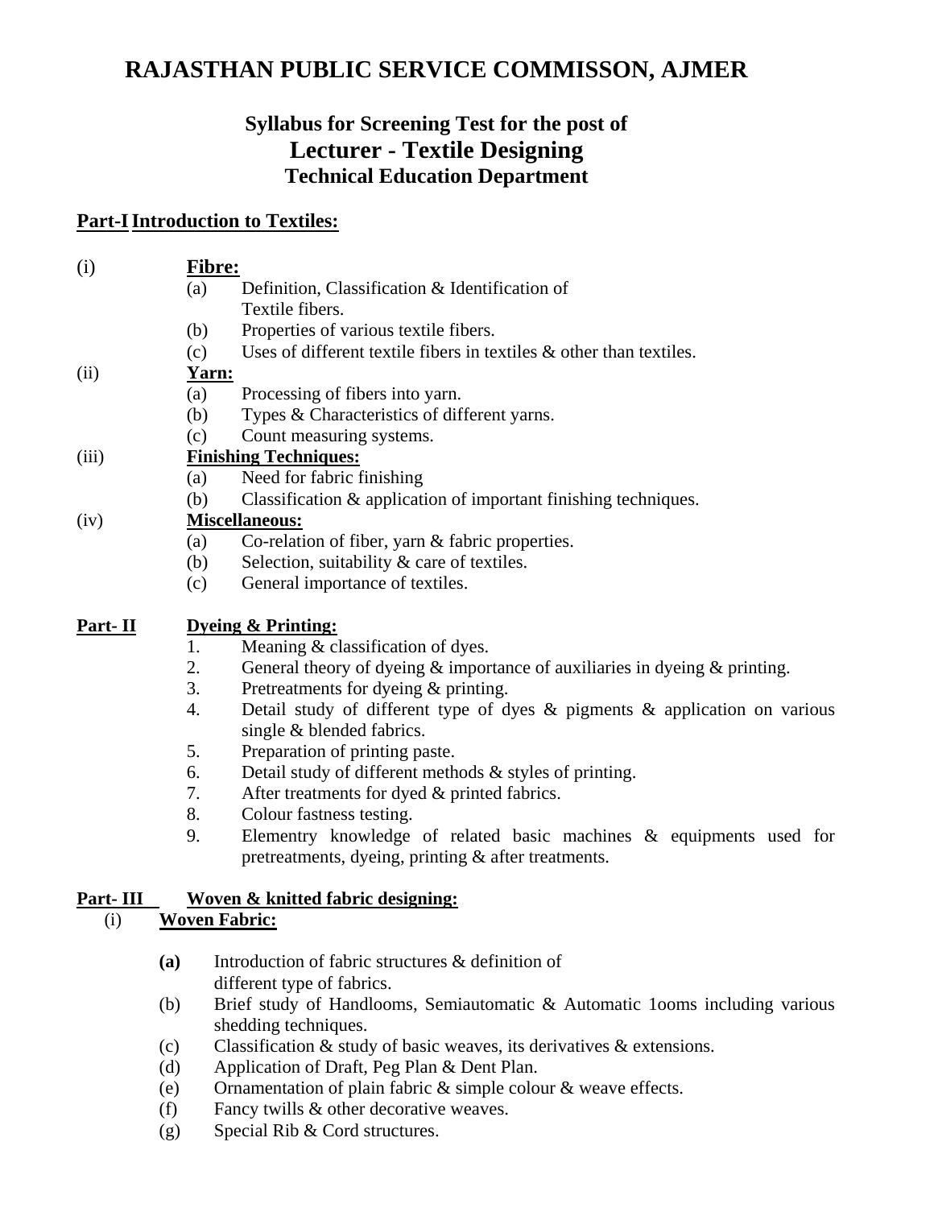# RAJASTHAN PUBLIC SERVICE COMMISSON, AJMER

## Syllabus for Screening Test for the post of
## Lecturer - Textile Designing
## Technical Education Department

### Part-I Introduction to Textiles:

(i) **Fibre:**

- (a) Definition, Classification & Identification of Textile fibers.
- (b) Properties of various textile fibers.
- (c) Uses of different textile fibers in textiles & other than textiles.

(ii) **Yarn:**

- (a) Processing of fibers into yarn.
- (b) Types & Characteristics of different yarns.
- (c) Count measuring systems.

(iii) **Finishing Techniques:**

- (a) Need for fabric finishing
- (b) Classification & application of important finishing techniques.

(iv) **Miscellaneous:**

- (a) Co-relation of fiber, yarn & fabric properties.
- (b) Selection, suitability & care of textiles.
- (c) General importance of textiles.

### Part- II Dyeing & Printing:

1. Meaning & classification of dyes.
2. General theory of dyeing & importance of auxiliaries in dyeing & printing.
3. Pretreatments for dyeing & printing.
4. Detail study of different type of dyes & pigments & application on various single & blended fabrics.
5. Preparation of printing paste.
6. Detail study of different methods & styles of printing.
7. After treatments for dyed & printed fabrics.
8. Colour fastness testing.
9. Elementry knowledge of related basic machines & equipments used for pretreatments, dyeing, printing & after treatments.

### Part- III Woven & knitted fabric designing:

(i) **Woven Fabric:**

- **(a)** Introduction of fabric structures & definition of different type of fabrics.
- (b) Brief study of Handlooms, Semiautomatic & Automatic 1ooms including various shedding techniques.
- (c) Classification & study of basic weaves, its derivatives & extensions.
- (d) Application of Draft, Peg Plan & Dent Plan.
- (e) Ornamentation of plain fabric & simple colour & weave effects.
- (f) Fancy twills & other decorative weaves.
- (g) Special Rib & Cord structures.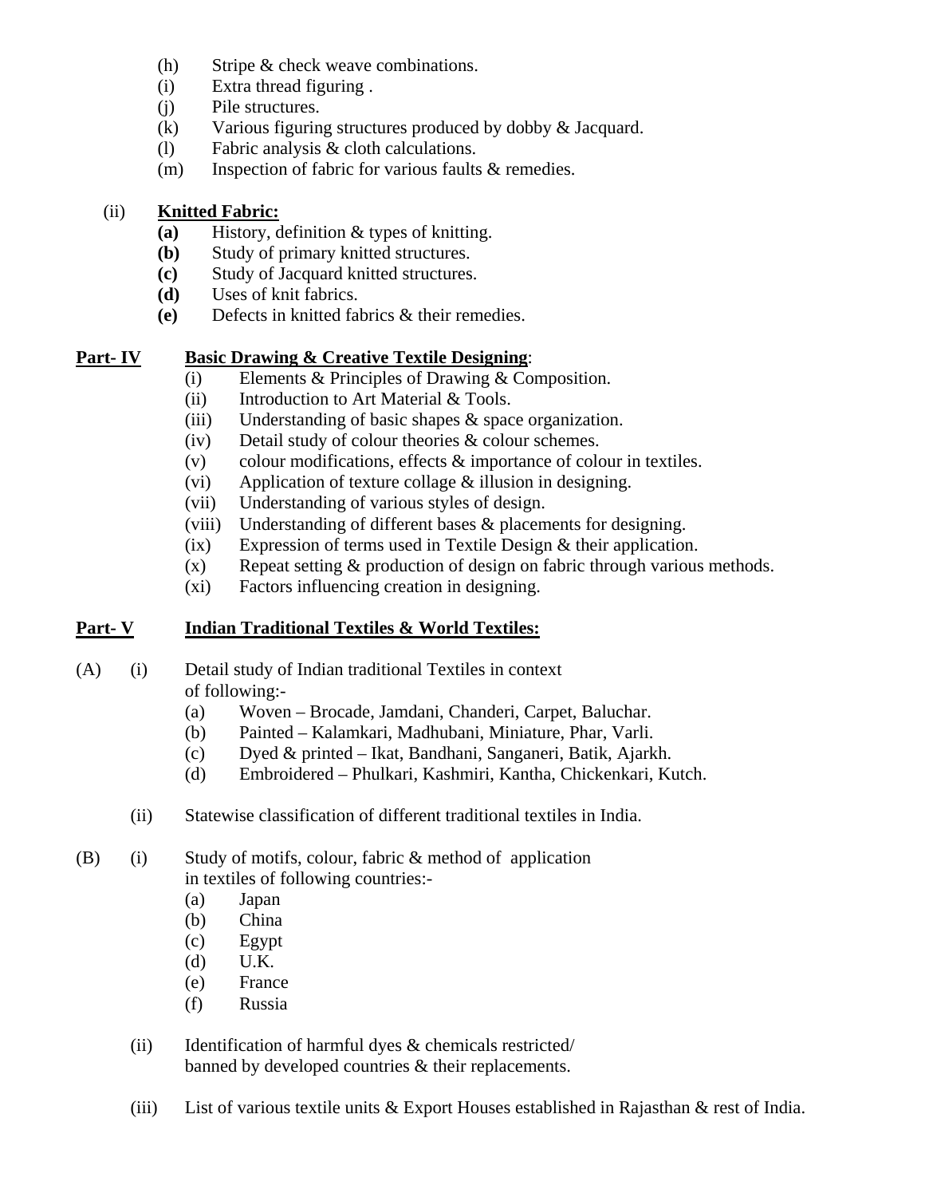(h) Stripe & check weave combinations.
(i) Extra thread figuring .
(j) Pile structures.
(k) Various figuring structures produced by dobby & Jacquard.
(l) Fabric analysis & cloth calculations.
(m) Inspection of fabric for various faults & remedies.

(ii) **<u>Knitted Fabric:</u>**

**(a)** History, definition & types of knitting.
**(b)** Study of primary knitted structures.
**(c)** Study of Jacquard knitted structures.
**(d)** Uses of knit fabrics.
**(e)** Defects in knitted fabrics & their remedies.

## <u>Part- IV</u> <u>Basic Drawing & Creative Textile Designing</u>:

(i) Elements & Principles of Drawing & Composition.
(ii) Introduction to Art Material & Tools.
(iii) Understanding of basic shapes & space organization.
(iv) Detail study of colour theories & colour schemes.
(v) colour modifications, effects & importance of colour in textiles.
(vi) Application of texture collage & illusion in designing.
(vii) Understanding of various styles of design.
(viii) Understanding of different bases & placements for designing.
(ix) Expression of terms used in Textile Design & their application.
(x) Repeat setting & production of design on fabric through various methods.
(xi) Factors influencing creation in designing.

## <u>Part- V</u> <u>Indian Traditional Textiles & World Textiles:</u>

(A) (i) Detail study of Indian traditional Textiles in context of following:-

(a) Woven – Brocade, Jamdani, Chanderi, Carpet, Baluchar.
(b) Painted – Kalamkari, Madhubani, Miniature, Phar, Varli.
(c) Dyed & printed – Ikat, Bandhani, Sanganeri, Batik, Ajarkh.
(d) Embroidered – Phulkari, Kashmiri, Kantha, Chickenkari, Kutch.

(ii) Statewise classification of different traditional textiles in India.

(B) (i) Study of motifs, colour, fabric & method of application in textiles of following countries:-

(a) Japan
(b) China
(c) Egypt
(d) U.K.
(e) France
(f) Russia

(ii) Identification of harmful dyes & chemicals restricted/ banned by developed countries & their replacements.

(iii) List of various textile units & Export Houses established in Rajasthan & rest of India.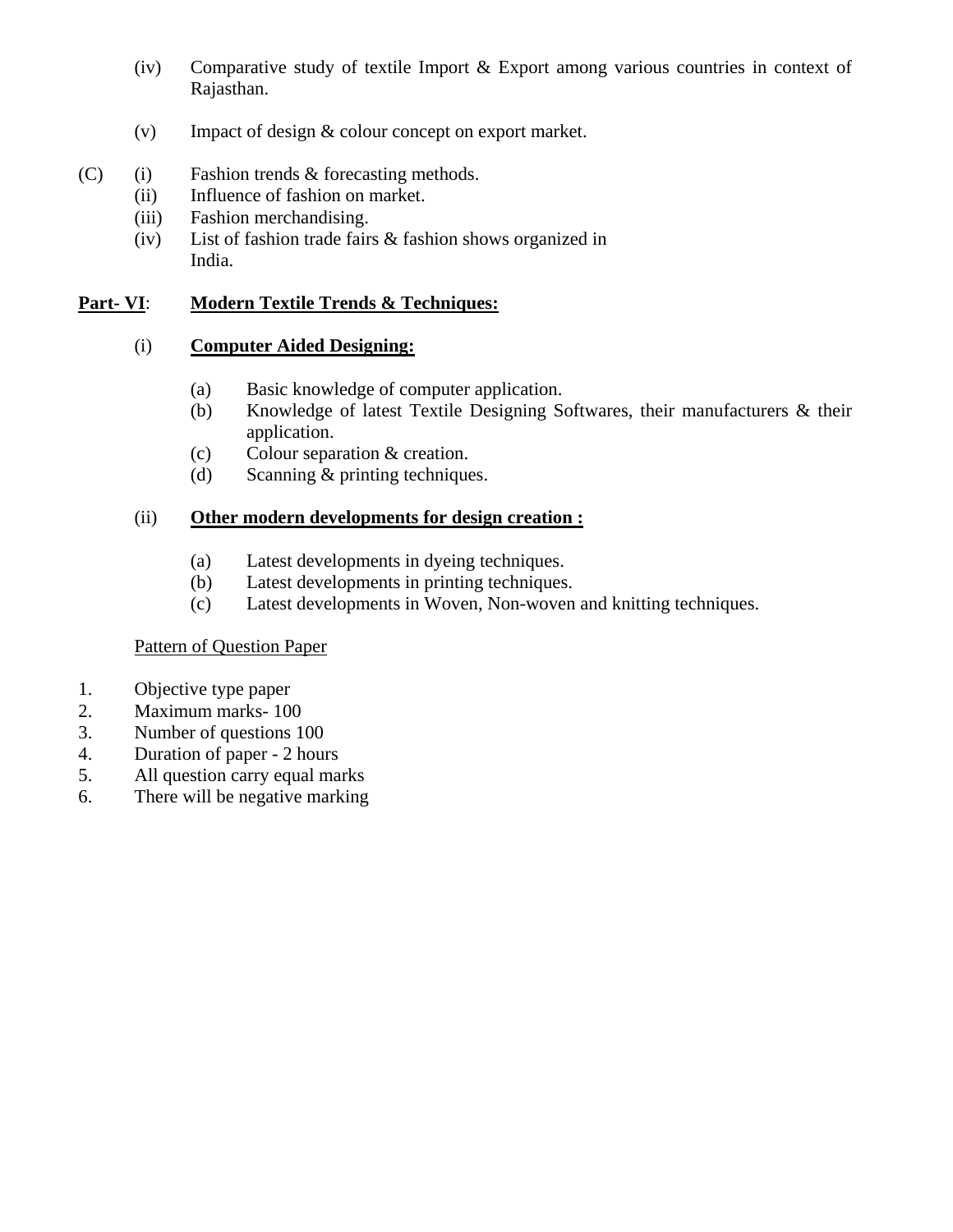(iv) Comparative study of textile Import & Export among various countries in context of Rajasthan.

(v) Impact of design & colour concept on export market.

(C) (i) Fashion trends & forecasting methods.
(ii) Influence of fashion on market.
(iii) Fashion merchandising.
(iv) List of fashion trade fairs & fashion shows organized in India.

**<u>Part- VI</u>**: **<u>Modern Textile Trends & Techniques:</u>**

(i) **<u>Computer Aided Designing:</u>**

(a) Basic knowledge of computer application.
(b) Knowledge of latest Textile Designing Softwares, their manufacturers & their application.
(c) Colour separation & creation.
(d) Scanning & printing techniques.

(ii) **<u>Other modern developments for design creation :</u>**

(a) Latest developments in dyeing techniques.
(b) Latest developments in printing techniques.
(c) Latest developments in Woven, Non-woven and knitting techniques.

<u>Pattern of Question Paper</u>

1. Objective type paper
2. Maximum marks- 100
3. Number of questions 100
4. Duration of paper - 2 hours
5. All question carry equal marks
6. There will be negative marking